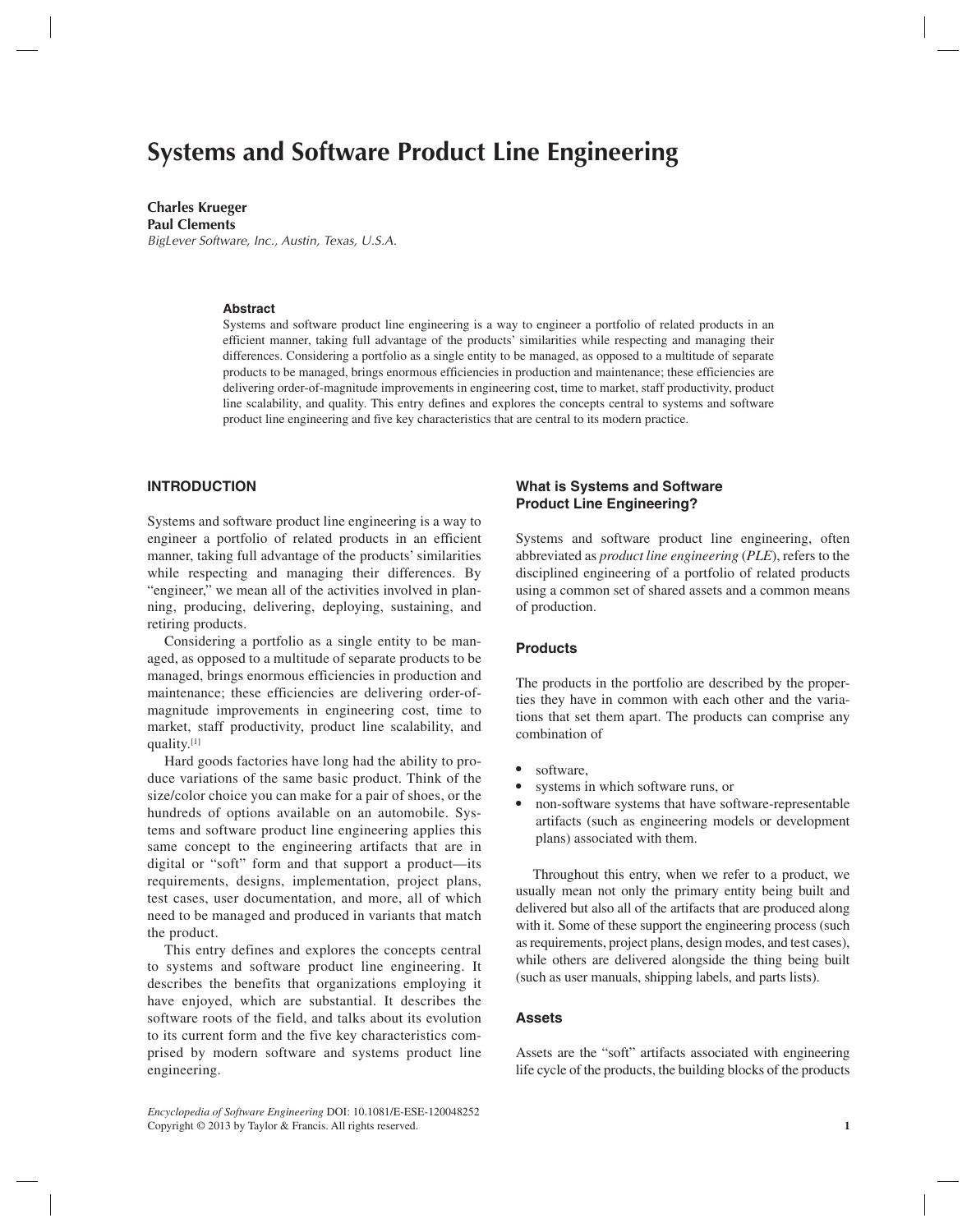# Systems and Software Product Line Engineering

**Charles Krueger**
**Paul Clements**
*BigLever Software, Inc., Austin, Texas, U.S.A.*

### Abstract

Systems and software product line engineering is a way to engineer a portfolio of related products in an efficient manner, taking full advantage of the products' similarities while respecting and managing their differences. Considering a portfolio as a single entity to be managed, as opposed to a multitude of separate products to be managed, brings enormous efficiencies in production and maintenance; these efficiencies are delivering order-of-magnitude improvements in engineering cost, time to market, staff productivity, product line scalability, and quality. This entry defines and explores the concepts central to systems and software product line engineering and five key characteristics that are central to its modern practice.

## INTRODUCTION

Systems and software product line engineering is a way to engineer a portfolio of related products in an efficient manner, taking full advantage of the products' similarities while respecting and managing their differences. By "engineer," we mean all of the activities involved in planning, producing, delivering, deploying, sustaining, and retiring products.

Considering a portfolio as a single entity to be managed, as opposed to a multitude of separate products to be managed, brings enormous efficiencies in production and maintenance; these efficiencies are delivering order-of-magnitude improvements in engineering cost, time to market, staff productivity, product line scalability, and quality.[1]

Hard goods factories have long had the ability to produce variations of the same basic product. Think of the size/color choice you can make for a pair of shoes, or the hundreds of options available on an automobile. Systems and software product line engineering applies this same concept to the engineering artifacts that are in digital or "soft" form and that support a product—its requirements, designs, implementation, project plans, test cases, user documentation, and more, all of which need to be managed and produced in variants that match the product.

This entry defines and explores the concepts central to systems and software product line engineering. It describes the benefits that organizations employing it have enjoyed, which are substantial. It describes the software roots of the field, and talks about its evolution to its current form and the five key characteristics comprised by modern software and systems product line engineering.

### What is Systems and Software Product Line Engineering?

Systems and software product line engineering, often abbreviated as *product line engineering* (*PLE*), refers to the disciplined engineering of a portfolio of related products using a common set of shared assets and a common means of production.

### Products

The products in the portfolio are described by the properties they have in common with each other and the variations that set them apart. The products can comprise any combination of

- software,
- systems in which software runs, or
- non-software systems that have software-representable artifacts (such as engineering models or development plans) associated with them.

Throughout this entry, when we refer to a product, we usually mean not only the primary entity being built and delivered but also all of the artifacts that are produced along with it. Some of these support the engineering process (such as requirements, project plans, design modes, and test cases), while others are delivered alongside the thing being built (such as user manuals, shipping labels, and parts lists).

### Assets

Assets are the "soft" artifacts associated with engineering life cycle of the products, the building blocks of the products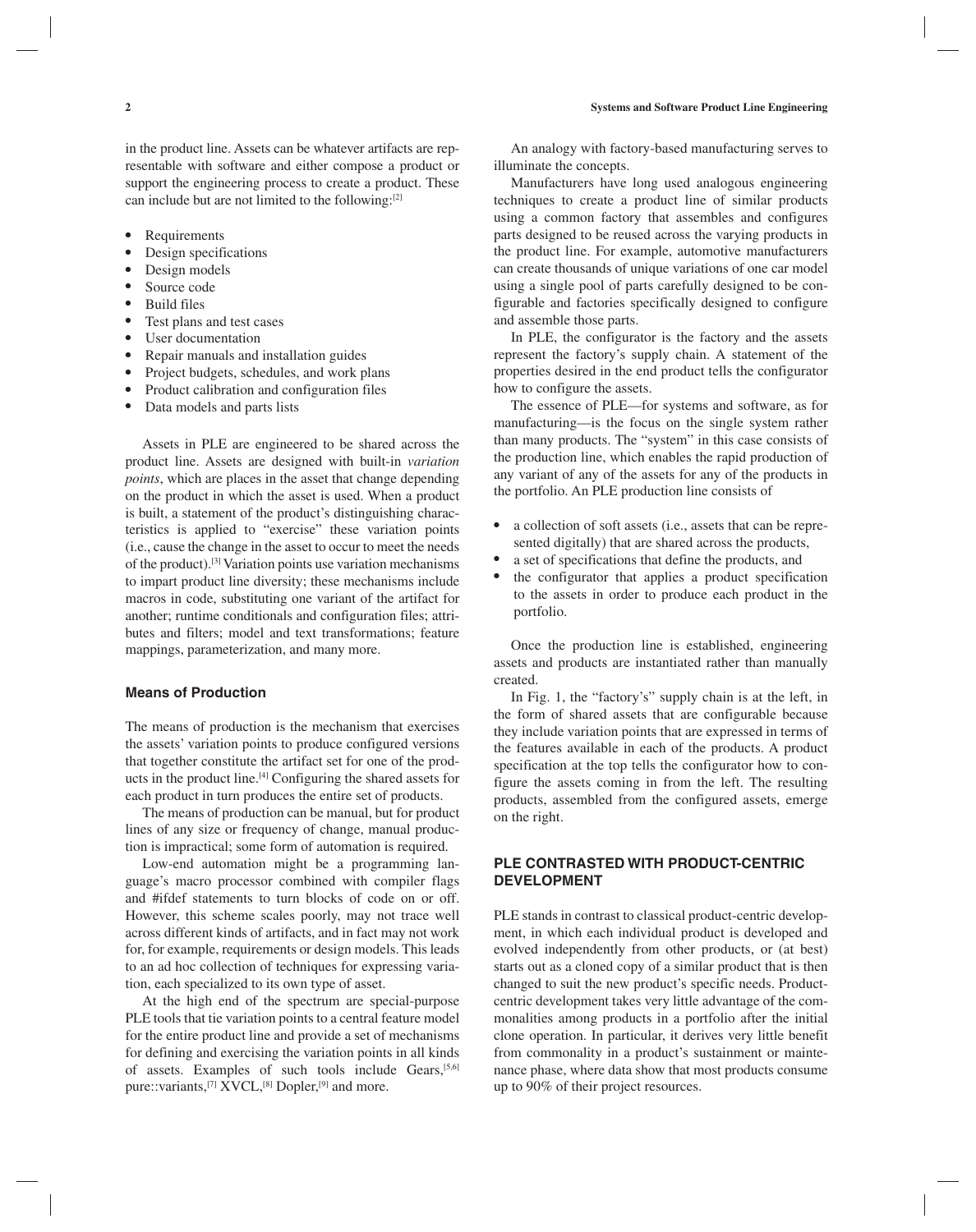in the product line. Assets can be whatever artifacts are representable with software and either compose a product or support the engineering process to create a product. These can include but are not limited to the following:[2]

- Requirements
- Design specifications
- Design models
- Source code
- Build files
- Test plans and test cases
- User documentation
- Repair manuals and installation guides
- Project budgets, schedules, and work plans
- Product calibration and configuration files
- Data models and parts lists

Assets in PLE are engineered to be shared across the product line. Assets are designed with built-in *variation points*, which are places in the asset that change depending on the product in which the asset is used. When a product is built, a statement of the product's distinguishing characteristics is applied to "exercise" these variation points (i.e., cause the change in the asset to occur to meet the needs of the product).[3] Variation points use variation mechanisms to impart product line diversity; these mechanisms include macros in code, substituting one variant of the artifact for another; runtime conditionals and configuration files; attributes and filters; model and text transformations; feature mappings, parameterization, and many more.

### Means of Production

The means of production is the mechanism that exercises the assets' variation points to produce configured versions that together constitute the artifact set for one of the products in the product line.[4] Configuring the shared assets for each product in turn produces the entire set of products.

The means of production can be manual, but for product lines of any size or frequency of change, manual production is impractical; some form of automation is required.

Low-end automation might be a programming language's macro processor combined with compiler flags and #ifdef statements to turn blocks of code on or off. However, this scheme scales poorly, may not trace well across different kinds of artifacts, and in fact may not work for, for example, requirements or design models. This leads to an ad hoc collection of techniques for expressing variation, each specialized to its own type of asset.

At the high end of the spectrum are special-purpose PLE tools that tie variation points to a central feature model for the entire product line and provide a set of mechanisms for defining and exercising the variation points in all kinds of assets. Examples of such tools include Gears,[5,6] pure::variants,[7] XVCL,[8] Dopler,[9] and more.

An analogy with factory-based manufacturing serves to illuminate the concepts.

Manufacturers have long used analogous engineering techniques to create a product line of similar products using a common factory that assembles and configures parts designed to be reused across the varying products in the product line. For example, automotive manufacturers can create thousands of unique variations of one car model using a single pool of parts carefully designed to be configurable and factories specifically designed to configure and assemble those parts.

In PLE, the configurator is the factory and the assets represent the factory's supply chain. A statement of the properties desired in the end product tells the configurator how to configure the assets.

The essence of PLE—for systems and software, as for manufacturing—is the focus on the single system rather than many products. The "system" in this case consists of the production line, which enables the rapid production of any variant of any of the assets for any of the products in the portfolio. An PLE production line consists of

- a collection of soft assets (i.e., assets that can be represented digitally) that are shared across the products,
- a set of specifications that define the products, and
- the configurator that applies a product specification to the assets in order to produce each product in the portfolio.

Once the production line is established, engineering assets and products are instantiated rather than manually created.

In Fig. 1, the "factory's" supply chain is at the left, in the form of shared assets that are configurable because they include variation points that are expressed in terms of the features available in each of the products. A product specification at the top tells the configurator how to configure the assets coming in from the left. The resulting products, assembled from the configured assets, emerge on the right.

## PLE CONTRASTED WITH PRODUCT-CENTRIC DEVELOPMENT

PLE stands in contrast to classical product-centric development, in which each individual product is developed and evolved independently from other products, or (at best) starts out as a cloned copy of a similar product that is then changed to suit the new product's specific needs. Product-centric development takes very little advantage of the commonalities among products in a portfolio after the initial clone operation. In particular, it derives very little benefit from commonality in a product's sustainment or maintenance phase, where data show that most products consume up to 90% of their project resources.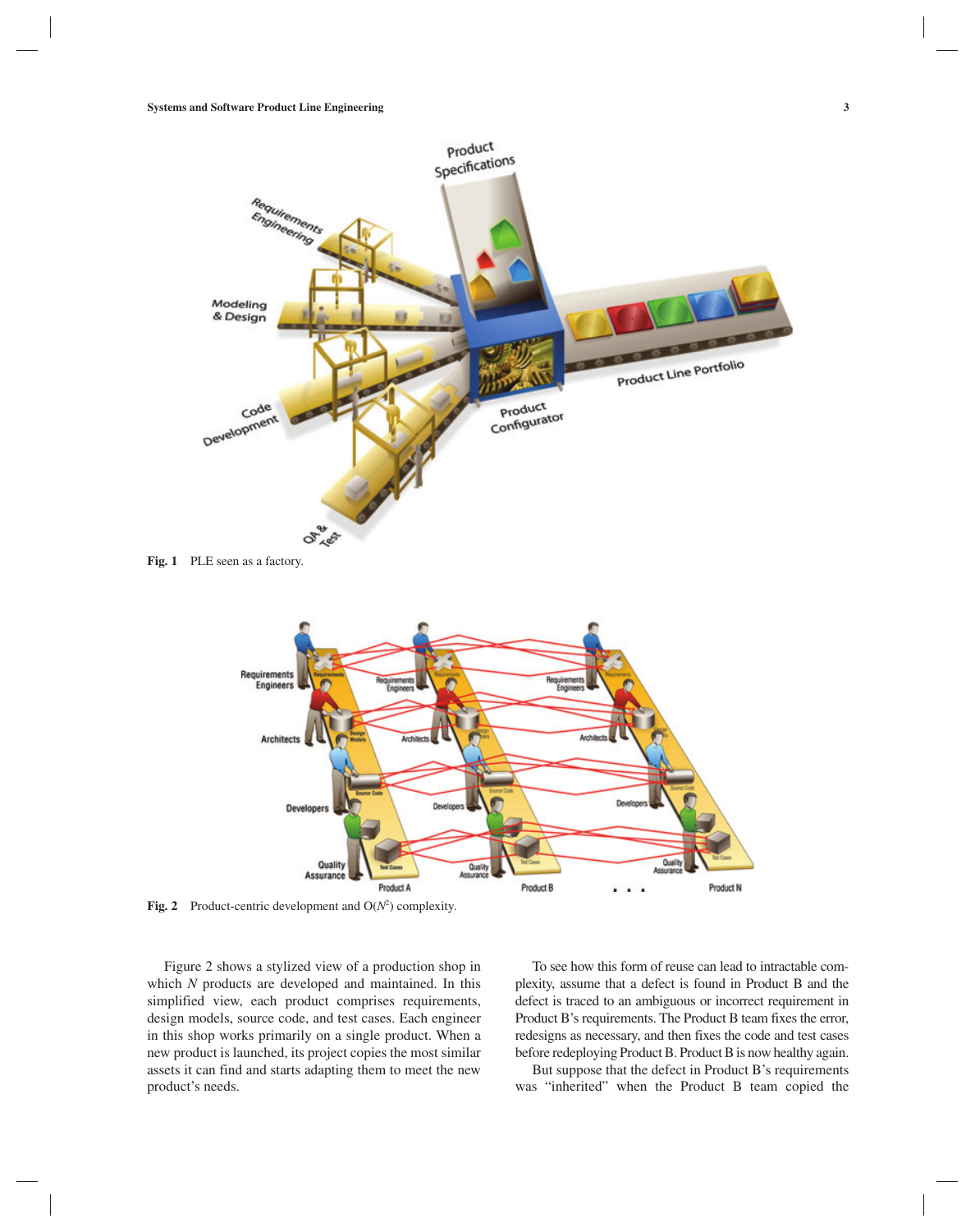Fig. 1 PLE seen as a factory.

Fig. 2 Product-centric development and $O(N^2)$ complexity.

Figure 2 shows a stylized view of a production shop in which *N* products are developed and maintained. In this simplified view, each product comprises requirements, design models, source code, and test cases. Each engineer in this shop works primarily on a single product. When a new product is launched, its project copies the most similar assets it can find and starts adapting them to meet the new product's needs.

To see how this form of reuse can lead to intractable complexity, assume that a defect is found in Product B and the defect is traced to an ambiguous or incorrect requirement in Product B's requirements. The Product B team fixes the error, redesigns as necessary, and then fixes the code and test cases before redeploying Product B. Product B is now healthy again.

But suppose that the defect in Product B's requirements was "inherited" when the Product B team copied the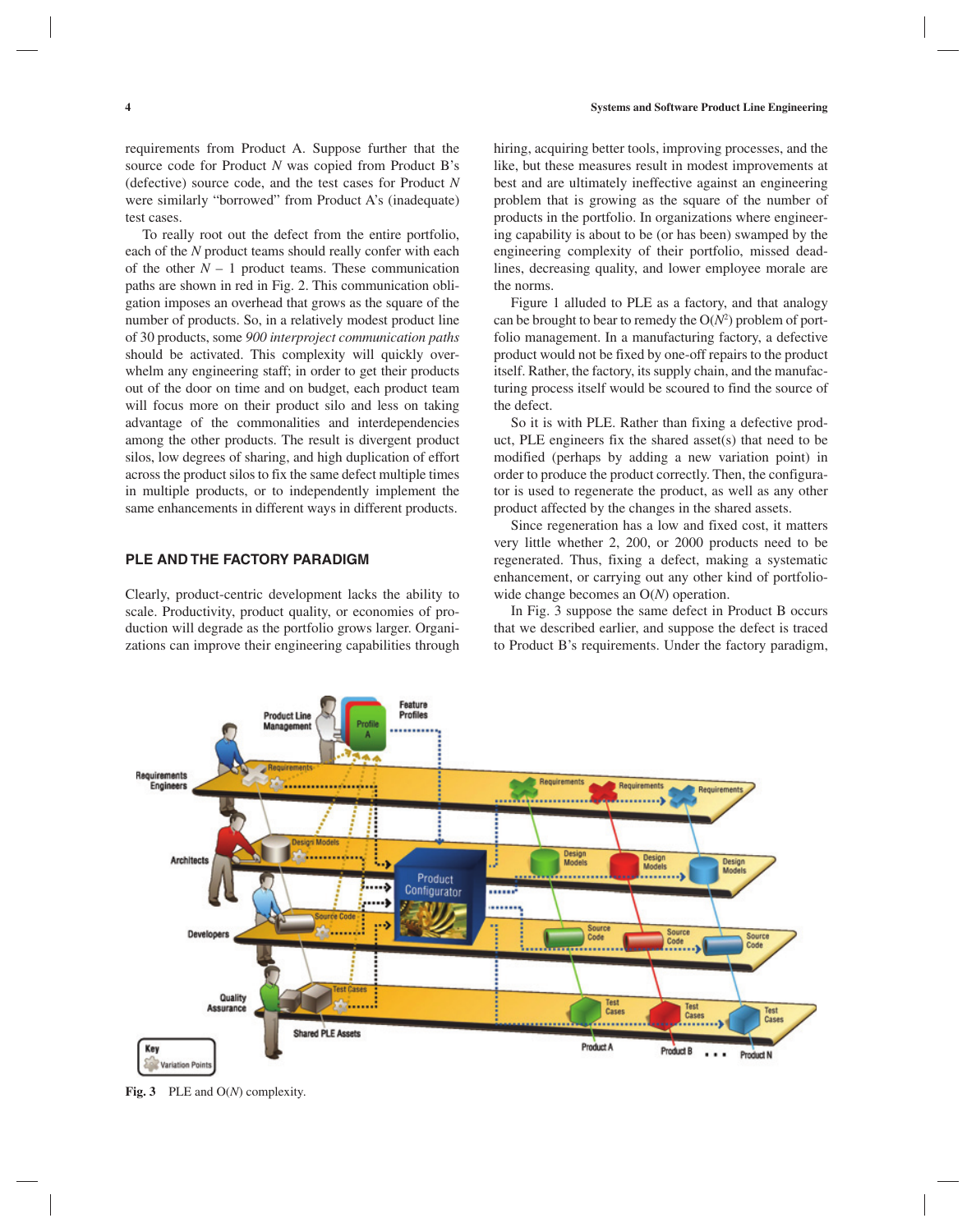requirements from Product A. Suppose further that the source code for Product $N$ was copied from Product B's (defective) source code, and the test cases for Product $N$ were similarly "borrowed" from Product A's (inadequate) test cases.

To really root out the defect from the entire portfolio, each of the $N$ product teams should really confer with each of the other $N - 1$ product teams. These communication paths are shown in red in Fig. 2. This communication obligation imposes an overhead that grows as the square of the number of products. So, in a relatively modest product line of 30 products, some *900 interproject communication paths* should be activated. This complexity will quickly overwhelm any engineering staff; in order to get their products out of the door on time and on budget, each product team will focus more on their product silo and less on taking advantage of the commonalities and interdependencies among the other products. The result is divergent product silos, low degrees of sharing, and high duplication of effort across the product silos to fix the same defect multiple times in multiple products, or to independently implement the same enhancements in different ways in different products.

## PLE AND THE FACTORY PARADIGM

Clearly, product-centric development lacks the ability to scale. Productivity, product quality, or economies of production will degrade as the portfolio grows larger. Organizations can improve their engineering capabilities through hiring, acquiring better tools, improving processes, and the like, but these measures result in modest improvements at best and are ultimately ineffective against an engineering problem that is growing as the square of the number of products in the portfolio. In organizations where engineering capability is about to be (or has been) swamped by the engineering complexity of their portfolio, missed deadlines, decreasing quality, and lower employee morale are the norms.

Figure 1 alluded to PLE as a factory, and that analogy can be brought to bear to remedy the $O(N^2)$ problem of portfolio management. In a manufacturing factory, a defective product would not be fixed by one-off repairs to the product itself. Rather, the factory, its supply chain, and the manufacturing process itself would be scoured to find the source of the defect.

So it is with PLE. Rather than fixing a defective product, PLE engineers fix the shared asset(s) that need to be modified (perhaps by adding a new variation point) in order to produce the product correctly. Then, the configurator is used to regenerate the product, as well as any other product affected by the changes in the shared assets.

Since regeneration has a low and fixed cost, it matters very little whether 2, 200, or 2000 products need to be regenerated. Thus, fixing a defect, making a systematic enhancement, or carrying out any other kind of portfolio-wide change becomes an $O(N)$ operation.

In Fig. 3 suppose the same defect in Product B occurs that we described earlier, and suppose the defect is traced to Product B's requirements. Under the factory paradigm,

**Fig. 3** PLE and $O(N)$ complexity.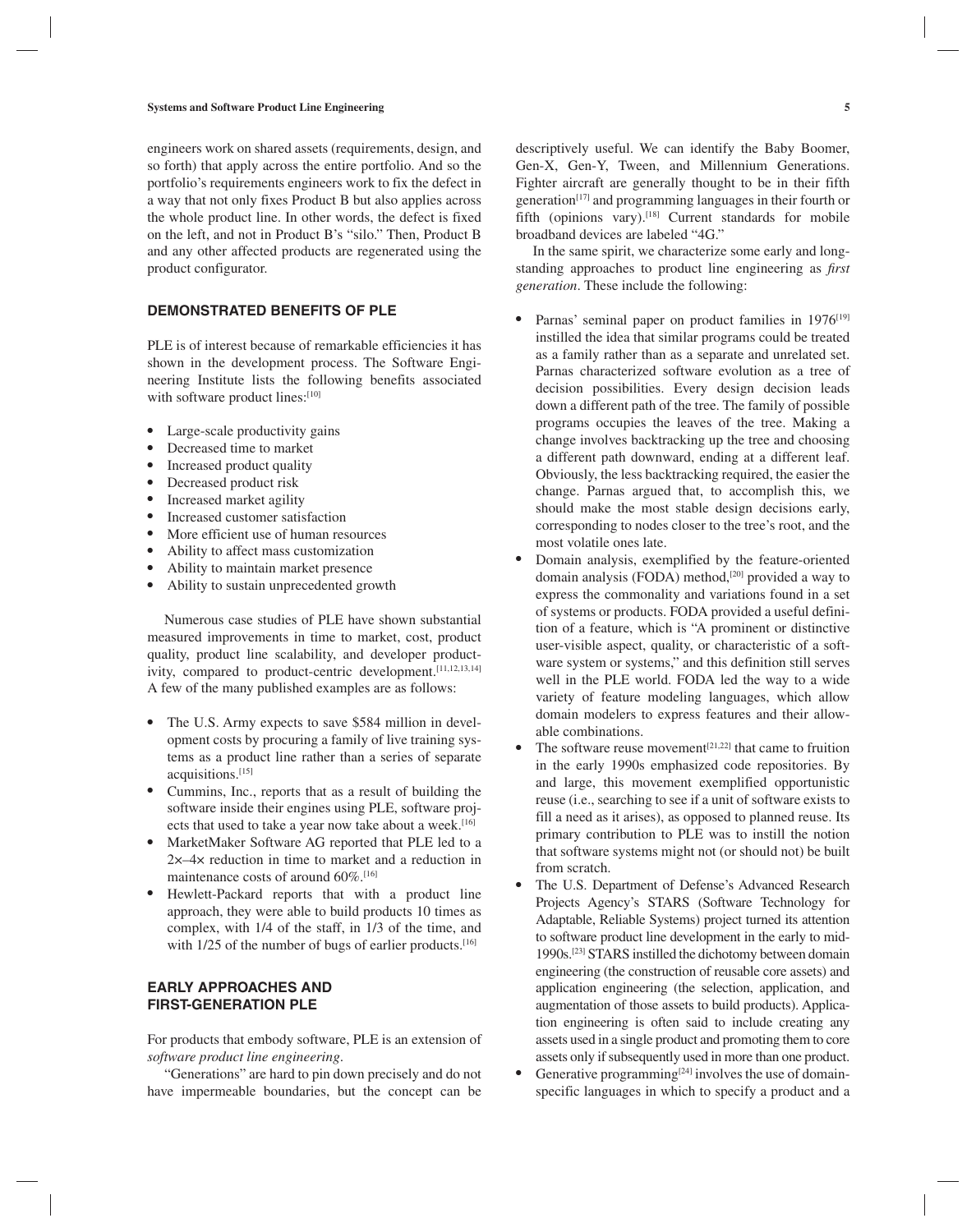engineers work on shared assets (requirements, design, and so forth) that apply across the entire portfolio. And so the portfolio's requirements engineers work to fix the defect in a way that not only fixes Product B but also applies across the whole product line. In other words, the defect is fixed on the left, and not in Product B's "silo." Then, Product B and any other affected products are regenerated using the product configurator.

## DEMONSTRATED BENEFITS OF PLE

PLE is of interest because of remarkable efficiencies it has shown in the development process. The Software Engineering Institute lists the following benefits associated with software product lines:[10]

- Large-scale productivity gains
- Decreased time to market
- Increased product quality
- Decreased product risk
- Increased market agility
- Increased customer satisfaction
- More efficient use of human resources
- Ability to affect mass customization
- Ability to maintain market presence
- Ability to sustain unprecedented growth

Numerous case studies of PLE have shown substantial measured improvements in time to market, cost, product quality, product line scalability, and developer productivity, compared to product-centric development.[11,12,13,14] A few of the many published examples are as follows:

- The U.S. Army expects to save $584 million in development costs by procuring a family of live training systems as a product line rather than a series of separate acquisitions.[15]
- Cummins, Inc., reports that as a result of building the software inside their engines using PLE, software projects that used to take a year now take about a week.[16]
- MarketMaker Software AG reported that PLE led to a 2×–4× reduction in time to market and a reduction in maintenance costs of around 60%.[16]
- Hewlett-Packard reports that with a product line approach, they were able to build products 10 times as complex, with 1/4 of the staff, in 1/3 of the time, and with 1/25 of the number of bugs of earlier products.[16]

## EARLY APPROACHES AND FIRST-GENERATION PLE

For products that embody software, PLE is an extension of *software product line engineering*.

"Generations" are hard to pin down precisely and do not have impermeable boundaries, but the concept can be descriptively useful. We can identify the Baby Boomer, Gen-X, Gen-Y, Tween, and Millennium Generations. Fighter aircraft are generally thought to be in their fifth generation[17] and programming languages in their fourth or fifth (opinions vary).[18] Current standards for mobile broadband devices are labeled "4G."

In the same spirit, we characterize some early and longstanding approaches to product line engineering as *first generation*. These include the following:

- Parnas' seminal paper on product families in 1976[19] instilled the idea that similar programs could be treated as a family rather than as a separate and unrelated set. Parnas characterized software evolution as a tree of decision possibilities. Every design decision leads down a different path of the tree. The family of possible programs occupies the leaves of the tree. Making a change involves backtracking up the tree and choosing a different path downward, ending at a different leaf. Obviously, the less backtracking required, the easier the change. Parnas argued that, to accomplish this, we should make the most stable design decisions early, corresponding to nodes closer to the tree's root, and the most volatile ones late.
- Domain analysis, exemplified by the feature-oriented domain analysis (FODA) method,[20] provided a way to express the commonality and variations found in a set of systems or products. FODA provided a useful definition of a feature, which is "A prominent or distinctive user-visible aspect, quality, or characteristic of a software system or systems," and this definition still serves well in the PLE world. FODA led the way to a wide variety of feature modeling languages, which allow domain modelers to express features and their allowable combinations.
- The software reuse movement[21,22] that came to fruition in the early 1990s emphasized code repositories. By and large, this movement exemplified opportunistic reuse (i.e., searching to see if a unit of software exists to fill a need as it arises), as opposed to planned reuse. Its primary contribution to PLE was to instill the notion that software systems might not (or should not) be built from scratch.
- The U.S. Department of Defense's Advanced Research Projects Agency's STARS (Software Technology for Adaptable, Reliable Systems) project turned its attention to software product line development in the early to mid-1990s.[23] STARS instilled the dichotomy between domain engineering (the construction of reusable core assets) and application engineering (the selection, application, and augmentation of those assets to build products). Application engineering is often said to include creating any assets used in a single product and promoting them to core assets only if subsequently used in more than one product.
- Generative programming[24] involves the use of domain-specific languages in which to specify a product and a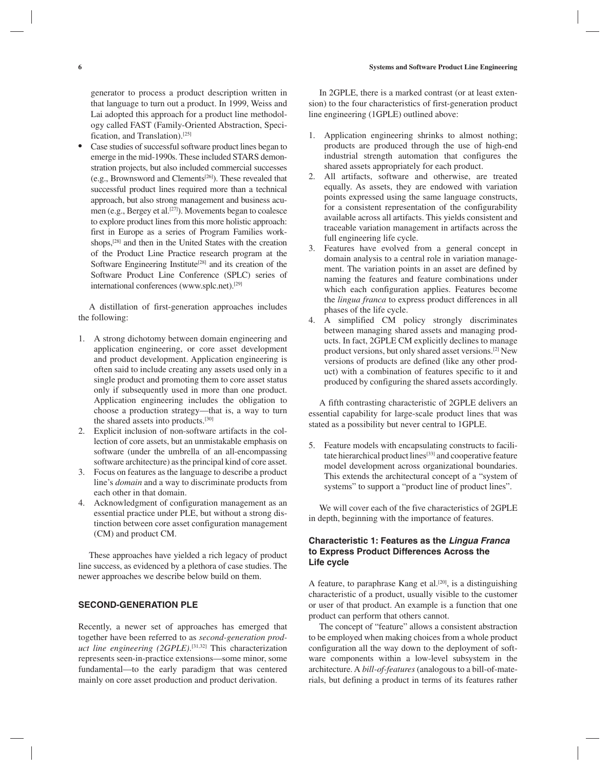generator to process a product description written in that language to turn out a product. In 1999, Weiss and Lai adopted this approach for a product line methodology called FAST (Family-Oriented Abstraction, Specification, and Translation).[25]

- Case studies of successful software product lines began to emerge in the mid-1990s. These included STARS demonstration projects, but also included commercial successes (e.g., Brownsword and Clements[26]). These revealed that successful product lines required more than a technical approach, but also strong management and business acumen (e.g., Bergey et al.[27]). Movements began to coalesce to explore product lines from this more holistic approach: first in Europe as a series of Program Families workshops,[28] and then in the United States with the creation of the Product Line Practice research program at the Software Engineering Institute[28] and its creation of the Software Product Line Conference (SPLC) series of international conferences (www.splc.net).[29]

A distillation of first-generation approaches includes the following:

1. A strong dichotomy between domain engineering and application engineering, or core asset development and product development. Application engineering is often said to include creating any assets used only in a single product and promoting them to core asset status only if subsequently used in more than one product. Application engineering includes the obligation to choose a production strategy—that is, a way to turn the shared assets into products.[30]
2. Explicit inclusion of non-software artifacts in the collection of core assets, but an unmistakable emphasis on software (under the umbrella of an all-encompassing software architecture) as the principal kind of core asset.
3. Focus on features as the language to describe a product line's *domain* and a way to discriminate products from each other in that domain.
4. Acknowledgment of configuration management as an essential practice under PLE, but without a strong distinction between core asset configuration management (CM) and product CM.

These approaches have yielded a rich legacy of product line success, as evidenced by a plethora of case studies. The newer approaches we describe below build on them.

## SECOND-GENERATION PLE

Recently, a newer set of approaches has emerged that together have been referred to as *second-generation product line engineering (2GPLE)*.[31,32] This characterization represents seen-in-practice extensions—some minor, some fundamental—to the early paradigm that was centered mainly on core asset production and product derivation.

In 2GPLE, there is a marked contrast (or at least extension) to the four characteristics of first-generation product line engineering (1GPLE) outlined above:

1. Application engineering shrinks to almost nothing; products are produced through the use of high-end industrial strength automation that configures the shared assets appropriately for each product.
2. All artifacts, software and otherwise, are treated equally. As assets, they are endowed with variation points expressed using the same language constructs, for a consistent representation of the configurability available across all artifacts. This yields consistent and traceable variation management in artifacts across the full engineering life cycle.
3. Features have evolved from a general concept in domain analysis to a central role in variation management. The variation points in an asset are defined by naming the features and feature combinations under which each configuration applies. Features become the *lingua franca* to express product differences in all phases of the life cycle.
4. A simplified CM policy strongly discriminates between managing shared assets and managing products. In fact, 2GPLE CM explicitly declines to manage product versions, but only shared asset versions.[2] New versions of products are defined (like any other product) with a combination of features specific to it and produced by configuring the shared assets accordingly.

A fifth contrasting characteristic of 2GPLE delivers an essential capability for large-scale product lines that was stated as a possibility but never central to 1GPLE.

5. Feature models with encapsulating constructs to facilitate hierarchical product lines[33] and cooperative feature model development across organizational boundaries. This extends the architectural concept of a "system of systems" to support a "product line of product lines".

We will cover each of the five characteristics of 2GPLE in depth, beginning with the importance of features.

### Characteristic 1: Features as the *Lingua Franca* to Express Product Differences Across the Life cycle

A feature, to paraphrase Kang et al.[20], is a distinguishing characteristic of a product, usually visible to the customer or user of that product. An example is a function that one product can perform that others cannot.

The concept of "feature" allows a consistent abstraction to be employed when making choices from a whole product configuration all the way down to the deployment of software components within a low-level subsystem in the architecture. A *bill-of-features* (analogous to a bill-of-materials, but defining a product in terms of its features rather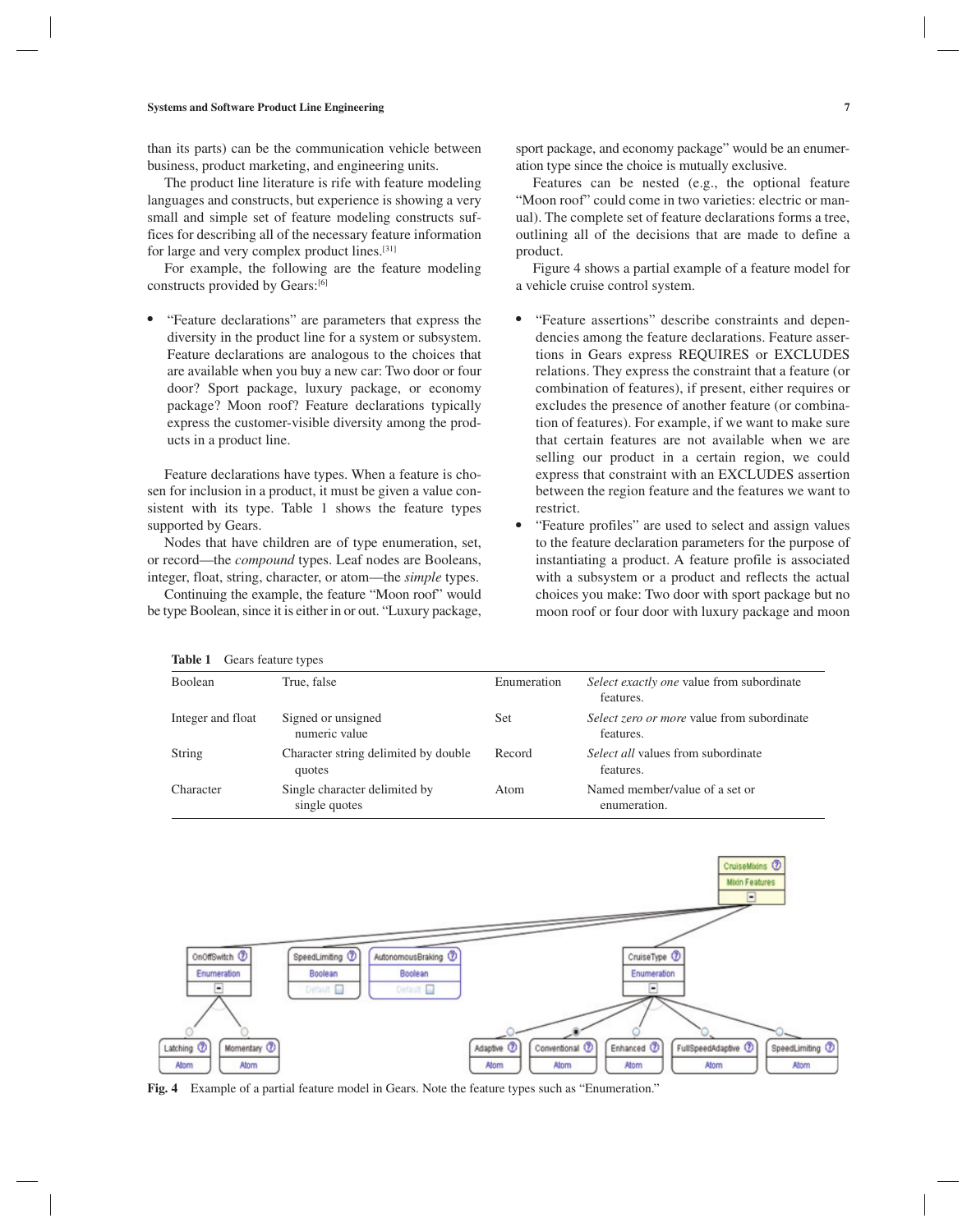than its parts) can be the communication vehicle between business, product marketing, and engineering units.

The product line literature is rife with feature modeling languages and constructs, but experience is showing a very small and simple set of feature modeling constructs suffices for describing all of the necessary feature information for large and very complex product lines.[31]

For example, the following are the feature modeling constructs provided by Gears:[6]

- "Feature declarations" are parameters that express the diversity in the product line for a system or subsystem. Feature declarations are analogous to the choices that are available when you buy a new car: Two door or four door? Sport package, luxury package, or economy package? Moon roof? Feature declarations typically express the customer-visible diversity among the products in a product line.

Feature declarations have types. When a feature is chosen for inclusion in a product, it must be given a value consistent with its type. Table 1 shows the feature types supported by Gears.

Nodes that have children are of type enumeration, set, or record—the *compound* types. Leaf nodes are Booleans, integer, float, string, character, or atom—the *simple* types.

Continuing the example, the feature "Moon roof" would be type Boolean, since it is either in or out. "Luxury package, sport package, and economy package" would be an enumeration type since the choice is mutually exclusive.

Features can be nested (e.g., the optional feature "Moon roof" could come in two varieties: electric or manual). The complete set of feature declarations forms a tree, outlining all of the decisions that are made to define a product.

Figure 4 shows a partial example of a feature model for a vehicle cruise control system.

- "Feature assertions" describe constraints and dependencies among the feature declarations. Feature assertions in Gears express REQUIRES or EXCLUDES relations. They express the constraint that a feature (or combination of features), if present, either requires or excludes the presence of another feature (or combination of features). For example, if we want to make sure that certain features are not available when we are selling our product in a certain region, we could express that constraint with an EXCLUDES assertion between the region feature and the features we want to restrict.
- "Feature profiles" are used to select and assign values to the feature declaration parameters for the purpose of instantiating a product. A feature profile is associated with a subsystem or a product and reflects the actual choices you make: Two door with sport package but no moon roof or four door with luxury package and moon

**Table 1** Gears feature types

| | | | |
|---|---|---|---|
| Boolean | True, false | Enumeration | *Select exactly one* value from subordinate features. |
| Integer and float | Signed or unsigned numeric value | Set | *Select zero or more* value from subordinate features. |
| String | Character string delimited by double quotes | Record | *Select all* values from subordinate features. |
| Character | Single character delimited by single quotes | Atom | Named member/value of a set or enumeration. |

**Fig. 4** Example of a partial feature model in Gears. Note the feature types such as "Enumeration."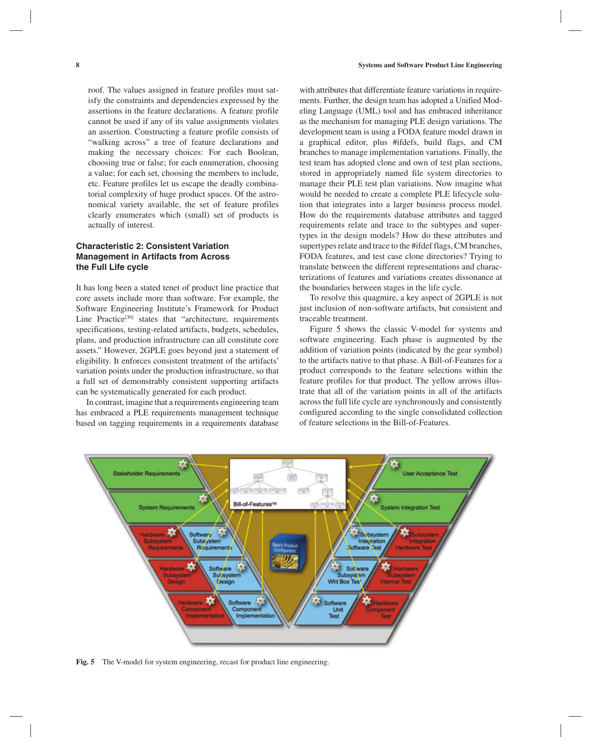roof. The values assigned in feature profiles must satisfy the constraints and dependencies expressed by the assertions in the feature declarations. A feature profile cannot be used if any of its value assignments violates an assertion. Constructing a feature profile consists of "walking across" a tree of feature declarations and making the necessary choices: For each Boolean, choosing true or false; for each enumeration, choosing a value; for each set, choosing the members to include, etc. Feature profiles let us escape the deadly combinatorial complexity of huge product spaces. Of the astronomical variety available, the set of feature profiles clearly enumerates which (small) set of products is actually of interest.

### Characteristic 2: Consistent Variation Management in Artifacts from Across the Full Life cycle

It has long been a stated tenet of product line practice that core assets include more than software. For example, the Software Engineering Institute's Framework for Product Line Practice[30] states that "architecture, requirements specifications, testing-related artifacts, budgets, schedules, plans, and production infrastructure can all constitute core assets." However, 2GPLE goes beyond just a statement of eligibility. It enforces consistent treatment of the artifacts' variation points under the production infrastructure, so that a full set of demonstrably consistent supporting artifacts can be systematically generated for each product.

In contrast, imagine that a requirements engineering team has embraced a PLE requirements management technique based on tagging requirements in a requirements database with attributes that differentiate feature variations in requirements. Further, the design team has adopted a Unified Modeling Language (UML) tool and has embraced inheritance as the mechanism for managing PLE design variations. The development team is using a FODA feature model drawn in a graphical editor, plus #ifdefs, build flags, and CM branches to manage implementation variations. Finally, the test team has adopted clone and own of test plan sections, stored in appropriately named file system directories to manage their PLE test plan variations. Now imagine what would be needed to create a complete PLE lifecycle solution that integrates into a larger business process model. How do the requirements database attributes and tagged requirements relate and trace to the subtypes and supertypes in the design models? How do these attributes and supertypes relate and trace to the #ifdef flags, CM branches, FODA features, and test case clone directories? Trying to translate between the different representations and characterizations of features and variations creates dissonance at the boundaries between stages in the life cycle.

To resolve this quagmire, a key aspect of 2GPLE is not just inclusion of non-software artifacts, but consistent and traceable treatment.

Figure 5 shows the classic V-model for systems and software engineering. Each phase is augmented by the addition of variation points (indicated by the gear symbol) to the artifacts native to that phase. A Bill-of-Features for a product corresponds to the feature selections within the feature profiles for that product. The yellow arrows illustrate that all of the variation points in all of the artifacts across the full life cycle are synchronously and consistently configured according to the single consolidated collection of feature selections in the Bill-of-Features.

**Fig. 5** The V-model for system engineering, recast for product line engineering.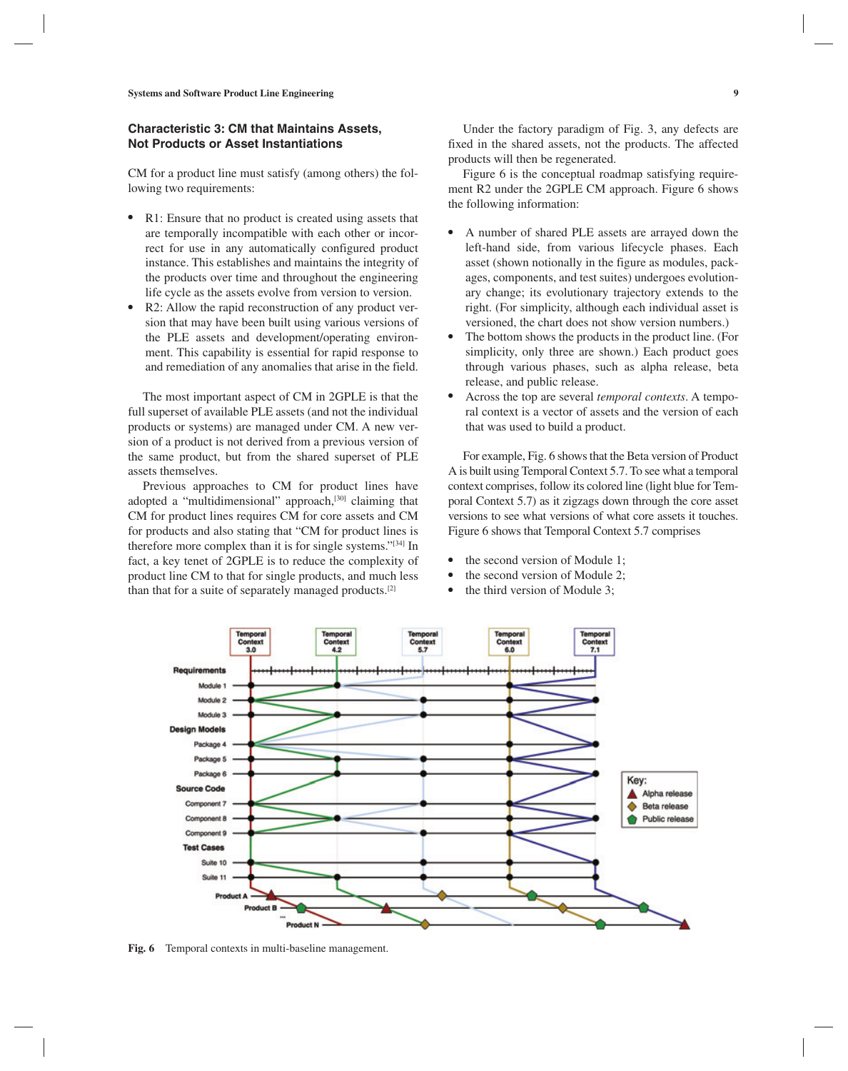### Characteristic 3: CM that Maintains Assets, Not Products or Asset Instantiations

CM for a product line must satisfy (among others) the following two requirements:

- R1: Ensure that no product is created using assets that are temporally incompatible with each other or incorrect for use in any automatically configured product instance. This establishes and maintains the integrity of the products over time and throughout the engineering life cycle as the assets evolve from version to version.
- R2: Allow the rapid reconstruction of any product version that may have been built using various versions of the PLE assets and development/operating environment. This capability is essential for rapid response to and remediation of any anomalies that arise in the field.

The most important aspect of CM in 2GPLE is that the full superset of available PLE assets (and not the individual products or systems) are managed under CM. A new version of a product is not derived from a previous version of the same product, but from the shared superset of PLE assets themselves.

Previous approaches to CM for product lines have adopted a "multidimensional" approach,[30] claiming that CM for product lines requires CM for core assets and CM for products and also stating that "CM for product lines is therefore more complex than it is for single systems."[34] In fact, a key tenet of 2GPLE is to reduce the complexity of product line CM to that for single products, and much less than that for a suite of separately managed products.[2]

Under the factory paradigm of Fig. 3, any defects are fixed in the shared assets, not the products. The affected products will then be regenerated.

Figure 6 is the conceptual roadmap satisfying requirement R2 under the 2GPLE CM approach. Figure 6 shows the following information:

- A number of shared PLE assets are arrayed down the left-hand side, from various lifecycle phases. Each asset (shown notionally in the figure as modules, packages, components, and test suites) undergoes evolutionary change; its evolutionary trajectory extends to the right. (For simplicity, although each individual asset is versioned, the chart does not show version numbers.)
- The bottom shows the products in the product line. (For simplicity, only three are shown.) Each product goes through various phases, such as alpha release, beta release, and public release.
- Across the top are several *temporal contexts*. A temporal context is a vector of assets and the version of each that was used to build a product.

For example, Fig. 6 shows that the Beta version of Product A is built using Temporal Context 5.7. To see what a temporal context comprises, follow its colored line (light blue for Temporal Context 5.7) as it zigzags down through the core asset versions to see what versions of what core assets it touches. Figure 6 shows that Temporal Context 5.7 comprises

- the second version of Module 1;
- the second version of Module 2;
- the third version of Module 3;

**Fig. 6** Temporal contexts in multi-baseline management.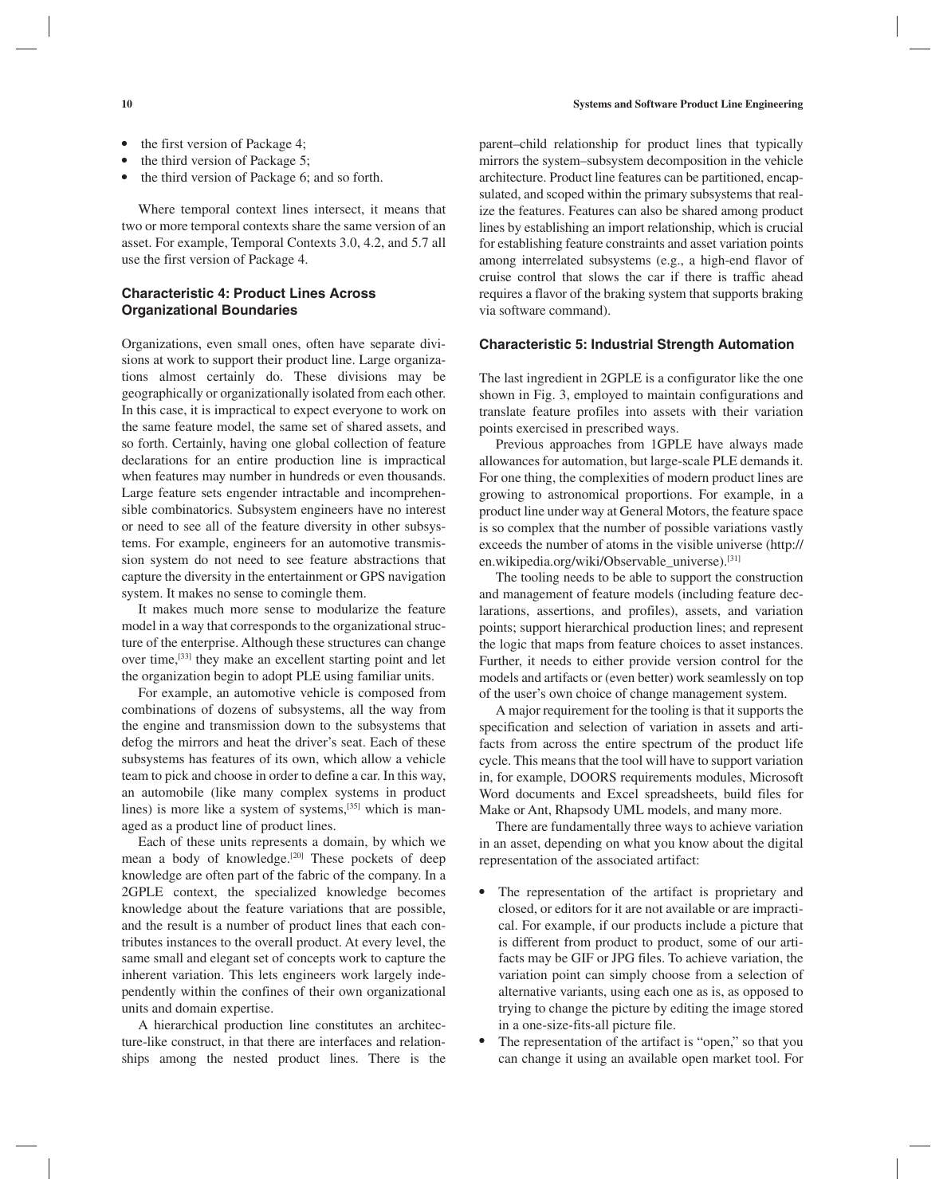- the first version of Package 4;
- the third version of Package 5;
- the third version of Package 6; and so forth.

Where temporal context lines intersect, it means that two or more temporal contexts share the same version of an asset. For example, Temporal Contexts 3.0, 4.2, and 5.7 all use the first version of Package 4.

### Characteristic 4: Product Lines Across Organizational Boundaries

Organizations, even small ones, often have separate divisions at work to support their product line. Large organizations almost certainly do. These divisions may be geographically or organizationally isolated from each other. In this case, it is impractical to expect everyone to work on the same feature model, the same set of shared assets, and so forth. Certainly, having one global collection of feature declarations for an entire production line is impractical when features may number in hundreds or even thousands. Large feature sets engender intractable and incomprehensible combinatorics. Subsystem engineers have no interest or need to see all of the feature diversity in other subsystems. For example, engineers for an automotive transmission system do not need to see feature abstractions that capture the diversity in the entertainment or GPS navigation system. It makes no sense to comingle them.

It makes much more sense to modularize the feature model in a way that corresponds to the organizational structure of the enterprise. Although these structures can change over time,[33] they make an excellent starting point and let the organization begin to adopt PLE using familiar units.

For example, an automotive vehicle is composed from combinations of dozens of subsystems, all the way from the engine and transmission down to the subsystems that defog the mirrors and heat the driver's seat. Each of these subsystems has features of its own, which allow a vehicle team to pick and choose in order to define a car. In this way, an automobile (like many complex systems in product lines) is more like a system of systems,[35] which is managed as a product line of product lines.

Each of these units represents a domain, by which we mean a body of knowledge.[20] These pockets of deep knowledge are often part of the fabric of the company. In a 2GPLE context, the specialized knowledge becomes knowledge about the feature variations that are possible, and the result is a number of product lines that each contributes instances to the overall product. At every level, the same small and elegant set of concepts work to capture the inherent variation. This lets engineers work largely independently within the confines of their own organizational units and domain expertise.

A hierarchical production line constitutes an architecture-like construct, in that there are interfaces and relationships among the nested product lines. There is the parent–child relationship for product lines that typically mirrors the system–subsystem decomposition in the vehicle architecture. Product line features can be partitioned, encapsulated, and scoped within the primary subsystems that realize the features. Features can also be shared among product lines by establishing an import relationship, which is crucial for establishing feature constraints and asset variation points among interrelated subsystems (e.g., a high-end flavor of cruise control that slows the car if there is traffic ahead requires a flavor of the braking system that supports braking via software command).

### Characteristic 5: Industrial Strength Automation

The last ingredient in 2GPLE is a configurator like the one shown in Fig. 3, employed to maintain configurations and translate feature profiles into assets with their variation points exercised in prescribed ways.

Previous approaches from 1GPLE have always made allowances for automation, but large-scale PLE demands it. For one thing, the complexities of modern product lines are growing to astronomical proportions. For example, in a product line under way at General Motors, the feature space is so complex that the number of possible variations vastly exceeds the number of atoms in the visible universe (http://en.wikipedia.org/wiki/Observable_universe).[31]

The tooling needs to be able to support the construction and management of feature models (including feature declarations, assertions, and profiles), assets, and variation points; support hierarchical production lines; and represent the logic that maps from feature choices to asset instances. Further, it needs to either provide version control for the models and artifacts or (even better) work seamlessly on top of the user's own choice of change management system.

A major requirement for the tooling is that it supports the specification and selection of variation in assets and artifacts from across the entire spectrum of the product life cycle. This means that the tool will have to support variation in, for example, DOORS requirements modules, Microsoft Word documents and Excel spreadsheets, build files for Make or Ant, Rhapsody UML models, and many more.

There are fundamentally three ways to achieve variation in an asset, depending on what you know about the digital representation of the associated artifact:

- The representation of the artifact is proprietary and closed, or editors for it are not available or are impractical. For example, if our products include a picture that is different from product to product, some of our artifacts may be GIF or JPG files. To achieve variation, the variation point can simply choose from a selection of alternative variants, using each one as is, as opposed to trying to change the picture by editing the image stored in a one-size-fits-all picture file.
- The representation of the artifact is "open," so that you can change it using an available open market tool. For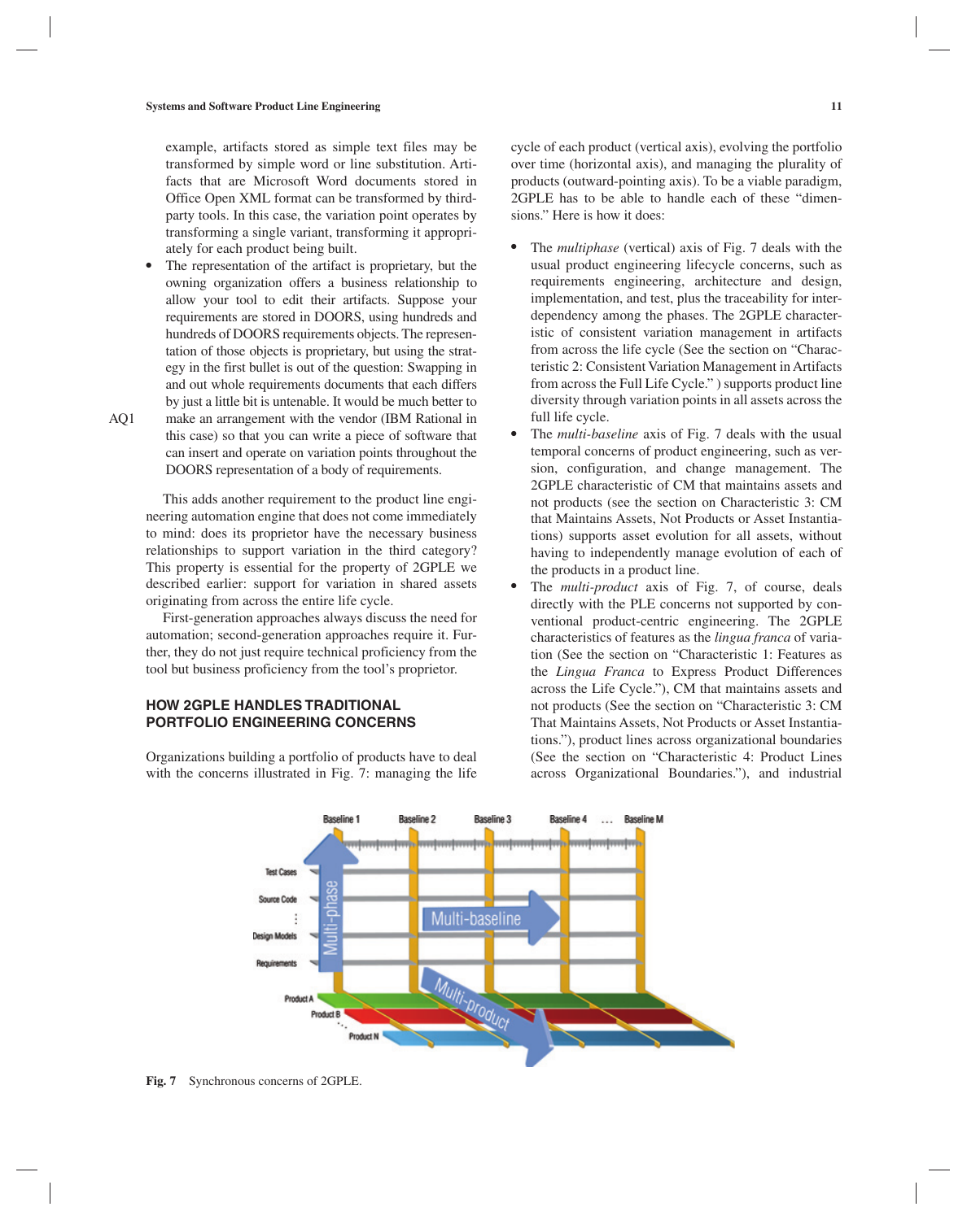example, artifacts stored as simple text files may be transformed by simple word or line substitution. Artifacts that are Microsoft Word documents stored in Office Open XML format can be transformed by third-party tools. In this case, the variation point operates by transforming a single variant, transforming it appropriately for each product being built.

- The representation of the artifact is proprietary, but the owning organization offers a business relationship to allow your tool to edit their artifacts. Suppose your requirements are stored in DOORS, using hundreds and hundreds of DOORS requirements objects. The representation of those objects is proprietary, but using the strategy in the first bullet is out of the question: Swapping in and out whole requirements documents that each differs by just a little bit is untenable. It would be much better to make an arrangement with the vendor (IBM Rational in this case) so that you can write a piece of software that can insert and operate on variation points throughout the DOORS representation of a body of requirements.

This adds another requirement to the product line engineering automation engine that does not come immediately to mind: does its proprietor have the necessary business relationships to support variation in the third category? This property is essential for the property of 2GPLE we described earlier: support for variation in shared assets originating from across the entire life cycle.

First-generation approaches always discuss the need for automation; second-generation approaches require it. Further, they do not just require technical proficiency from the tool but business proficiency from the tool's proprietor.

## HOW 2GPLE HANDLES TRADITIONAL PORTFOLIO ENGINEERING CONCERNS

Organizations building a portfolio of products have to deal with the concerns illustrated in Fig. 7: managing the life cycle of each product (vertical axis), evolving the portfolio over time (horizontal axis), and managing the plurality of products (outward-pointing axis). To be a viable paradigm, 2GPLE has to be able to handle each of these "dimensions." Here is how it does:

- The *multiphase* (vertical) axis of Fig. 7 deals with the usual product engineering lifecycle concerns, such as requirements engineering, architecture and design, implementation, and test, plus the traceability for interdependency among the phases. The 2GPLE characteristic of consistent variation management in artifacts from across the life cycle (See the section on "Characteristic 2: Consistent Variation Management in Artifacts from across the Full Life Cycle." ) supports product line diversity through variation points in all assets across the full life cycle.
- The *multi-baseline* axis of Fig. 7 deals with the usual temporal concerns of product engineering, such as version, configuration, and change management. The 2GPLE characteristic of CM that maintains assets and not products (see the section on Characteristic 3: CM that Maintains Assets, Not Products or Asset Instantiations) supports asset evolution for all assets, without having to independently manage evolution of each of the products in a product line.
- The *multi-product* axis of Fig. 7, of course, deals directly with the PLE concerns not supported by conventional product-centric engineering. The 2GPLE characteristics of features as the *lingua franca* of variation (See the section on "Characteristic 1: Features as the *Lingua Franca* to Express Product Differences across the Life Cycle."), CM that maintains assets and not products (See the section on "Characteristic 3: CM That Maintains Assets, Not Products or Asset Instantiations."), product lines across organizational boundaries (See the section on "Characteristic 4: Product Lines across Organizational Boundaries."), and industrial

**Fig. 7** Synchronous concerns of 2GPLE.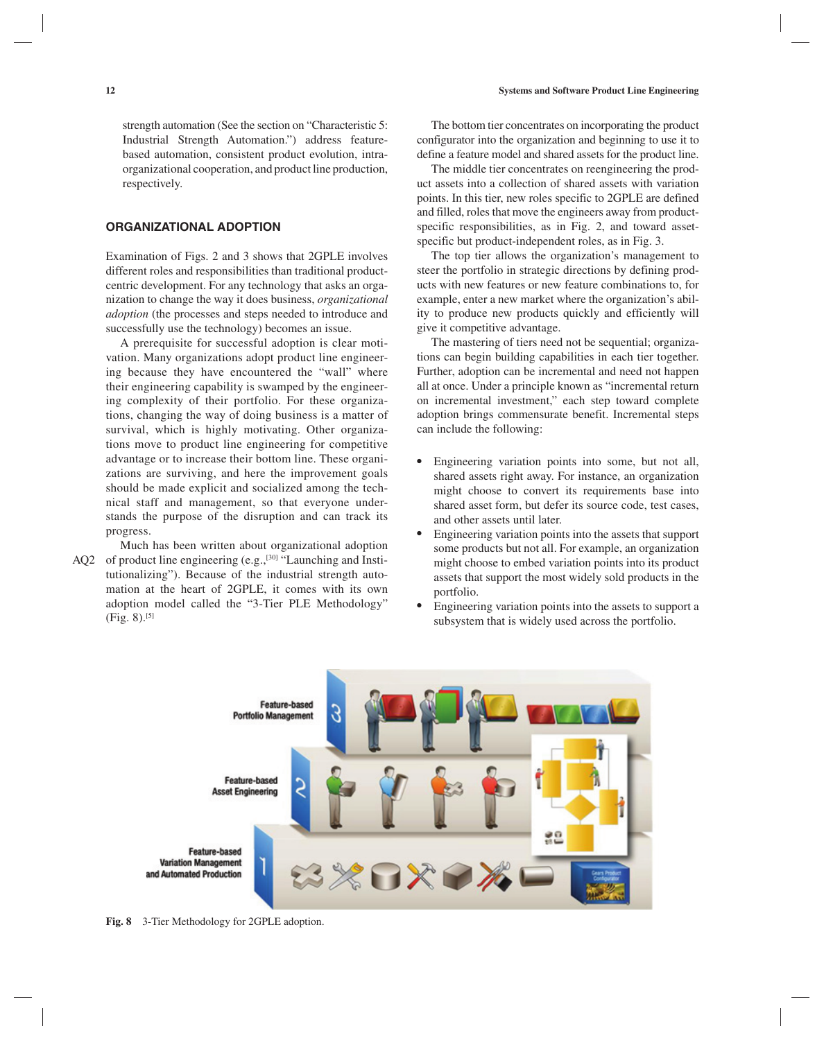strength automation (See the section on "Characteristic 5: Industrial Strength Automation.") address feature-based automation, consistent product evolution, intra-organizational cooperation, and product line production, respectively.

## ORGANIZATIONAL ADOPTION

Examination of Figs. 2 and 3 shows that 2GPLE involves different roles and responsibilities than traditional product-centric development. For any technology that asks an organization to change the way it does business, *organizational adoption* (the processes and steps needed to introduce and successfully use the technology) becomes an issue.

A prerequisite for successful adoption is clear motivation. Many organizations adopt product line engineering because they have encountered the "wall" where their engineering capability is swamped by the engineering complexity of their portfolio. For these organizations, changing the way of doing business is a matter of survival, which is highly motivating. Other organizations move to product line engineering for competitive advantage or to increase their bottom line. These organizations are surviving, and here the improvement goals should be made explicit and socialized among the technical staff and management, so that everyone understands the purpose of the disruption and can track its progress.

Much has been written about organizational adoption of product line engineering (e.g.,[30] "Launching and Institutionalizing"). Because of the industrial strength automation at the heart of 2GPLE, it comes with its own adoption model called the "3-Tier PLE Methodology" (Fig. 8).[5]

The bottom tier concentrates on incorporating the product configurator into the organization and beginning to use it to define a feature model and shared assets for the product line.

The middle tier concentrates on reengineering the product assets into a collection of shared assets with variation points. In this tier, new roles specific to 2GPLE are defined and filled, roles that move the engineers away from product-specific responsibilities, as in Fig. 2, and toward asset-specific but product-independent roles, as in Fig. 3.

The top tier allows the organization's management to steer the portfolio in strategic directions by defining products with new features or new feature combinations to, for example, enter a new market where the organization's ability to produce new products quickly and efficiently will give it competitive advantage.

The mastering of tiers need not be sequential; organizations can begin building capabilities in each tier together. Further, adoption can be incremental and need not happen all at once. Under a principle known as "incremental return on incremental investment," each step toward complete adoption brings commensurate benefit. Incremental steps can include the following:

- Engineering variation points into some, but not all, shared assets right away. For instance, an organization might choose to convert its requirements base into shared asset form, but defer its source code, test cases, and other assets until later.
- Engineering variation points into the assets that support some products but not all. For example, an organization might choose to embed variation points into its product assets that support the most widely sold products in the portfolio.
- Engineering variation points into the assets to support a subsystem that is widely used across the portfolio.

**Fig. 8** 3-Tier Methodology for 2GPLE adoption.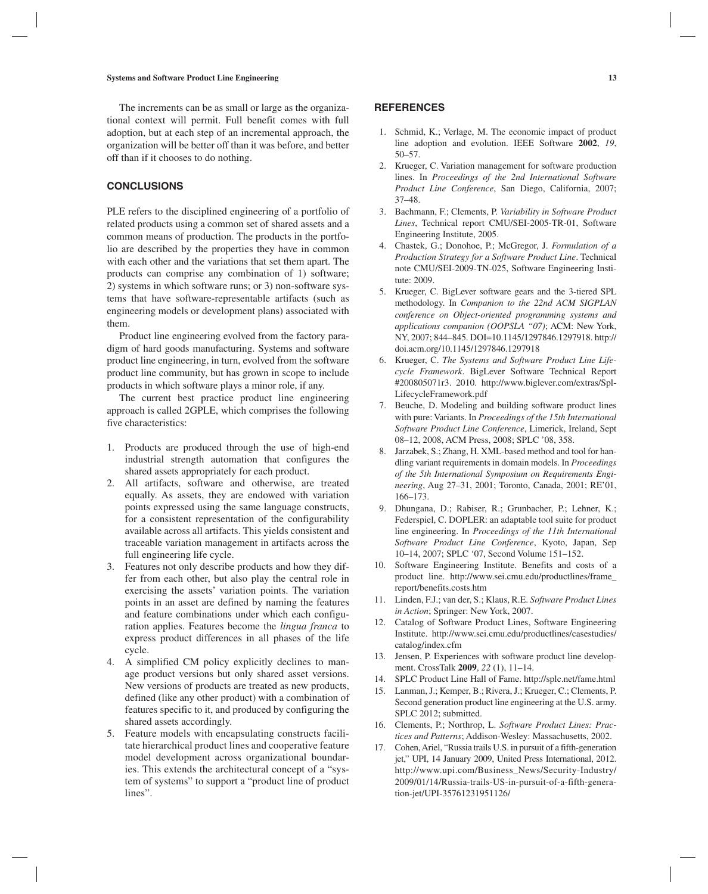The increments can be as small or large as the organizational context will permit. Full benefit comes with full adoption, but at each step of an incremental approach, the organization will be better off than it was before, and better off than if it chooses to do nothing.

## CONCLUSIONS

PLE refers to the disciplined engineering of a portfolio of related products using a common set of shared assets and a common means of production. The products in the portfolio are described by the properties they have in common with each other and the variations that set them apart. The products can comprise any combination of 1) software; 2) systems in which software runs; or 3) non-software systems that have software-representable artifacts (such as engineering models or development plans) associated with them.

Product line engineering evolved from the factory paradigm of hard goods manufacturing. Systems and software product line engineering, in turn, evolved from the software product line community, but has grown in scope to include products in which software plays a minor role, if any.

The current best practice product line engineering approach is called 2GPLE, which comprises the following five characteristics:

1. Products are produced through the use of high-end industrial strength automation that configures the shared assets appropriately for each product.
2. All artifacts, software and otherwise, are treated equally. As assets, they are endowed with variation points expressed using the same language constructs, for a consistent representation of the configurability available across all artifacts. This yields consistent and traceable variation management in artifacts across the full engineering life cycle.
3. Features not only describe products and how they differ from each other, but also play the central role in exercising the assets' variation points. The variation points in an asset are defined by naming the features and feature combinations under which each configuration applies. Features become the *lingua franca* to express product differences in all phases of the life cycle.
4. A simplified CM policy explicitly declines to manage product versions but only shared asset versions. New versions of products are treated as new products, defined (like any other product) with a combination of features specific to it, and produced by configuring the shared assets accordingly.
5. Feature models with encapsulating constructs facilitate hierarchical product lines and cooperative feature model development across organizational boundaries. This extends the architectural concept of a "system of systems" to support a "product line of product lines".

## REFERENCES

1. Schmid, K.; Verlage, M. The economic impact of product line adoption and evolution. IEEE Software **2002**, *19*, 50–57.
2. Krueger, C. Variation management for software production lines. In *Proceedings of the 2nd International Software Product Line Conference*, San Diego, California, 2007; 37–48.
3. Bachmann, F.; Clements, P. *Variability in Software Product Lines*, Technical report CMU/SEI-2005-TR-01, Software Engineering Institute, 2005.
4. Chastek, G.; Donohoe, P.; McGregor, J. *Formulation of a Production Strategy for a Software Product Line*. Technical note CMU/SEI-2009-TN-025, Software Engineering Institute: 2009.
5. Krueger, C. BigLever software gears and the 3-tiered SPL methodology. In *Companion to the 22nd ACM SIGPLAN conference on Object-oriented programming systems and applications companion (OOPSLA "07)*; ACM: New York, NY, 2007; 844–845. DOI=10.1145/1297846.1297918. http://doi.acm.org/10.1145/1297846.1297918
6. Krueger, C. *The Systems and Software Product Line Lifecycle Framework*. BigLever Software Technical Report #200805071r3. 2010. http://www.biglever.com/extras/SplLifecycleFramework.pdf
7. Beuche, D. Modeling and building software product lines with pure: Variants. In *Proceedings of the 15th International Software Product Line Conference*, Limerick, Ireland, Sept 08–12, 2008, ACM Press, 2008; SPLC '08, 358.
8. Jarzabek, S.; Zhang, H. XML-based method and tool for handling variant requirements in domain models. In *Proceedings of the 5th International Symposium on Requirements Engineering*, Aug 27–31, 2001; Toronto, Canada, 2001; RE'01, 166–173.
9. Dhungana, D.; Rabiser, R.; Grunbacher, P.; Lehner, K.; Federspiel, C. DOPLER: an adaptable tool suite for product line engineering. In *Proceedings of the 11th International Software Product Line Conference*, Kyoto, Japan, Sep 10–14, 2007; SPLC '07, Second Volume 151–152.
10. Software Engineering Institute. Benefits and costs of a product line. http://www.sei.cmu.edu/productlines/frame_report/benefits.costs.htm
11. Linden, F.J.; van der, S.; Klaus, R.E. *Software Product Lines in Action*; Springer: New York, 2007.
12. Catalog of Software Product Lines, Software Engineering Institute. http://www.sei.cmu.edu/productlines/casestudies/catalog/index.cfm
13. Jensen, P. Experiences with software product line development. CrossTalk **2009**, *22* (1), 11–14.
14. SPLC Product Line Hall of Fame. http://splc.net/fame.html
15. Lanman, J.; Kemper, B.; Rivera, J.; Krueger, C.; Clements, P. Second generation product line engineering at the U.S. army. SPLC 2012; submitted.
16. Clements, P.; Northrop, L. *Software Product Lines: Practices and Patterns*; Addison-Wesley: Massachusetts, 2002.
17. Cohen, Ariel, "Russia trails U.S. in pursuit of a fifth-generation jet," UPI, 14 January 2009, United Press International, 2012. http://www.upi.com/Business_News/Security-Industry/2009/01/14/Russia-trails-US-in-pursuit-of-a-fifth-generation-jet/UPI-35761231951126/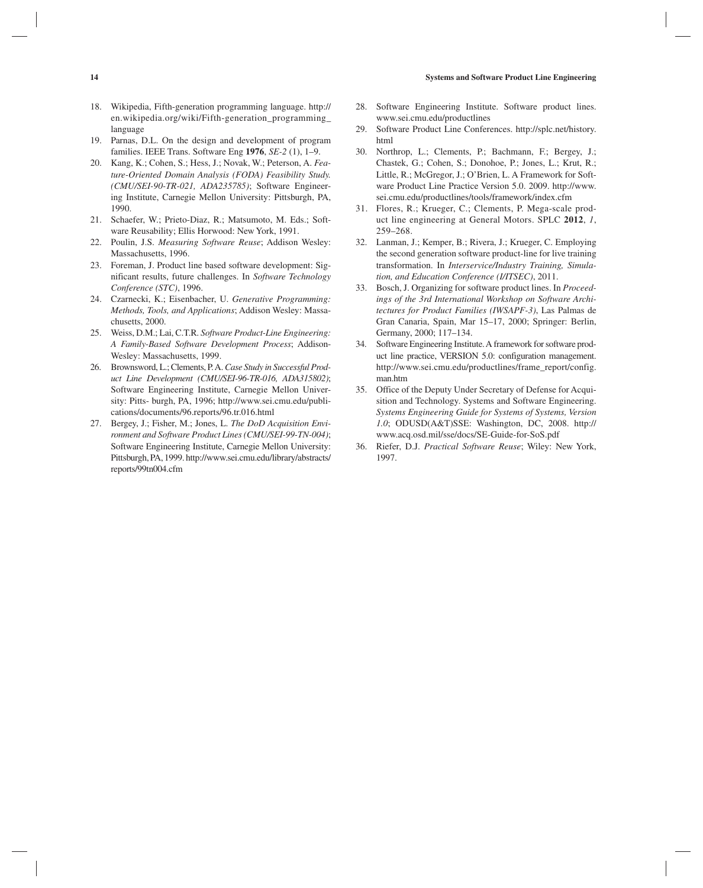18. Wikipedia, Fifth-generation programming language. http://en.wikipedia.org/wiki/Fifth-generation_programming_language
19. Parnas, D.L. On the design and development of program families. IEEE Trans. Software Eng **1976**, *SE-2* (1), 1–9.
20. Kang, K.; Cohen, S.; Hess, J.; Novak, W.; Peterson, A. *Feature-Oriented Domain Analysis (FODA) Feasibility Study. (CMU/SEI-90-TR-021, ADA235785)*; Software Engineering Institute, Carnegie Mellon University: Pittsburgh, PA, 1990.
21. Schaefer, W.; Prieto-Diaz, R.; Matsumoto, M. Eds.; Software Reusability; Ellis Horwood: New York, 1991.
22. Poulin, J.S. *Measuring Software Reuse*; Addison Wesley: Massachusetts, 1996.
23. Foreman, J. Product line based software development: Significant results, future challenges. In *Software Technology Conference (STC)*, 1996.
24. Czarnecki, K.; Eisenbacher, U. *Generative Programming: Methods, Tools, and Applications*; Addison Wesley: Massachusetts, 2000.
25. Weiss, D.M.; Lai, C.T.R. *Software Product-Line Engineering: A Family-Based Software Development Process*; Addison-Wesley: Massachusetts, 1999.
26. Brownsword, L.; Clements, P. A. *Case Study in Successful Product Line Development (CMU/SEI-96-TR-016, ADA315802)*; Software Engineering Institute, Carnegie Mellon University: Pitts- burgh, PA, 1996; http://www.sei.cmu.edu/publications/documents/96.reports/96.tr.016.html
27. Bergey, J.; Fisher, M.; Jones, L. *The DoD Acquisition Environment and Software Product Lines (CMU/SEI-99-TN-004)*; Software Engineering Institute, Carnegie Mellon University: Pittsburgh, PA, 1999. http://www.sei.cmu.edu/library/abstracts/reports/99tn004.cfm
28. Software Engineering Institute. Software product lines. www.sei.cmu.edu/productlines
29. Software Product Line Conferences. http://splc.net/history.html
30. Northrop, L.; Clements, P.; Bachmann, F.; Bergey, J.; Chastek, G.; Cohen, S.; Donohoe, P.; Jones, L.; Krut, R.; Little, R.; McGregor, J.; O'Brien, L. A Framework for Software Product Line Practice Version 5.0. 2009. http://www.sei.cmu.edu/productlines/tools/framework/index.cfm
31. Flores, R.; Krueger, C.; Clements, P. Mega-scale product line engineering at General Motors. SPLC **2012**, *1*, 259–268.
32. Lanman, J.; Kemper, B.; Rivera, J.; Krueger, C. Employing the second generation software product-line for live training transformation. In *Interservice/Industry Training, Simulation, and Education Conference (I/ITSEC)*, 2011.
33. Bosch, J. Organizing for software product lines. In *Proceedings of the 3rd International Workshop on Software Architectures for Product Families (IWSAPF-3)*, Las Palmas de Gran Canaria, Spain, Mar 15–17, 2000; Springer: Berlin, Germany, 2000; 117–134.
34. Software Engineering Institute. A framework for software product line practice, VERSION 5.0: configuration management. http://www.sei.cmu.edu/productlines/frame_report/config.man.htm
35. Office of the Deputy Under Secretary of Defense for Acquisition and Technology. Systems and Software Engineering. *Systems Engineering Guide for Systems of Systems, Version 1.0*; ODUSD(A&T)SSE: Washington, DC, 2008. http://www.acq.osd.mil/sse/docs/SE-Guide-for-SoS.pdf
36. Riefer, D.J. *Practical Software Reuse*; Wiley: New York, 1997.